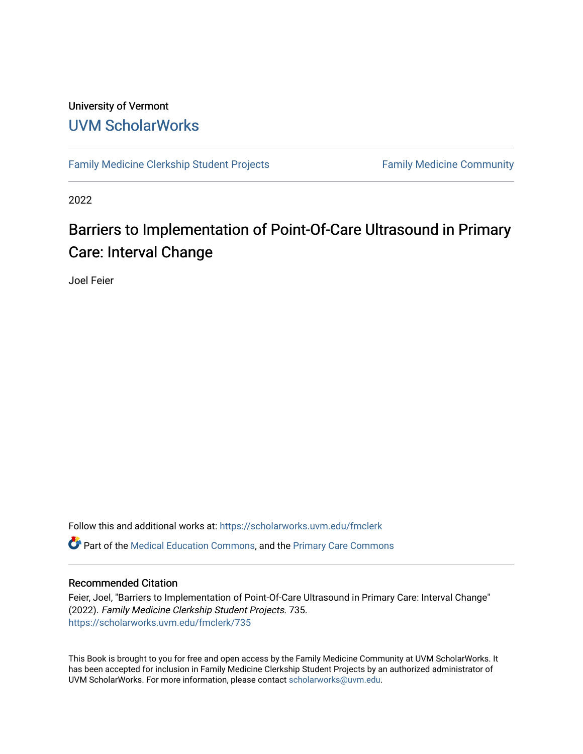University of Vermont

# UVM ScholarWorks

Family Medicine Clerkship Student Projects — Family Medicine Community

2022

## Barriers to Implementation of Point-Of-Care Ultrasound in Primary Care: Interval Change

Joel Feier

Follow this and additional works at: https://scholarworks.uvm.edu/fmclerk

Part of the Medical Education Commons, and the Primary Care Commons

### Recommended Citation

Feier, Joel, "Barriers to Implementation of Point-Of-Care Ultrasound in Primary Care: Interval Change" (2022). *Family Medicine Clerkship Student Projects*. 735.
https://scholarworks.uvm.edu/fmclerk/735

This Book is brought to you for free and open access by the Family Medicine Community at UVM ScholarWorks. It has been accepted for inclusion in Family Medicine Clerkship Student Projects by an authorized administrator of UVM ScholarWorks. For more information, please contact scholarworks@uvm.edu.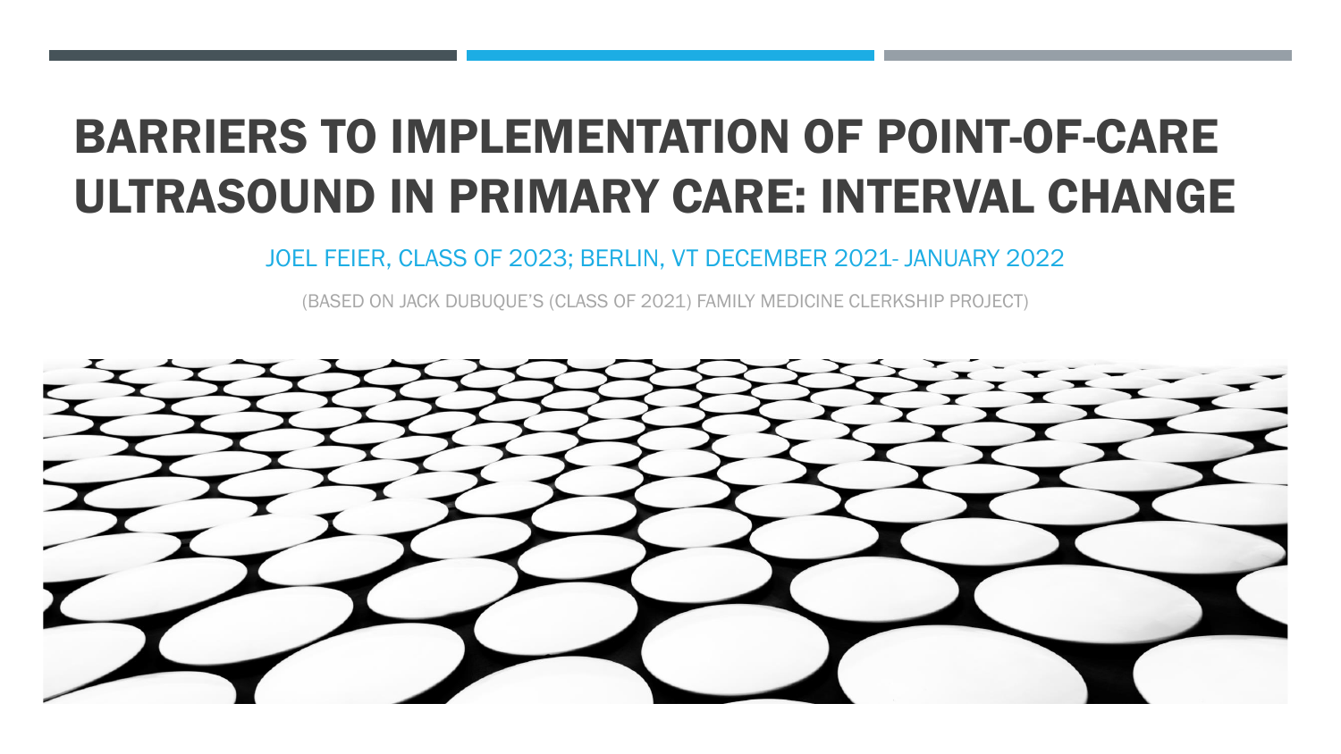# BARRIERS TO IMPLEMENTATION OF POINT-OF-CARE ULTRASOUND IN PRIMARY CARE: INTERVAL CHANGE

JOEL FEIER, CLASS OF 2023; BERLIN, VT DECEMBER 2021- JANUARY 2022

(BASED ON JACK DUBUQUE'S (CLASS OF 2021) FAMILY MEDICINE CLERKSHIP PROJECT)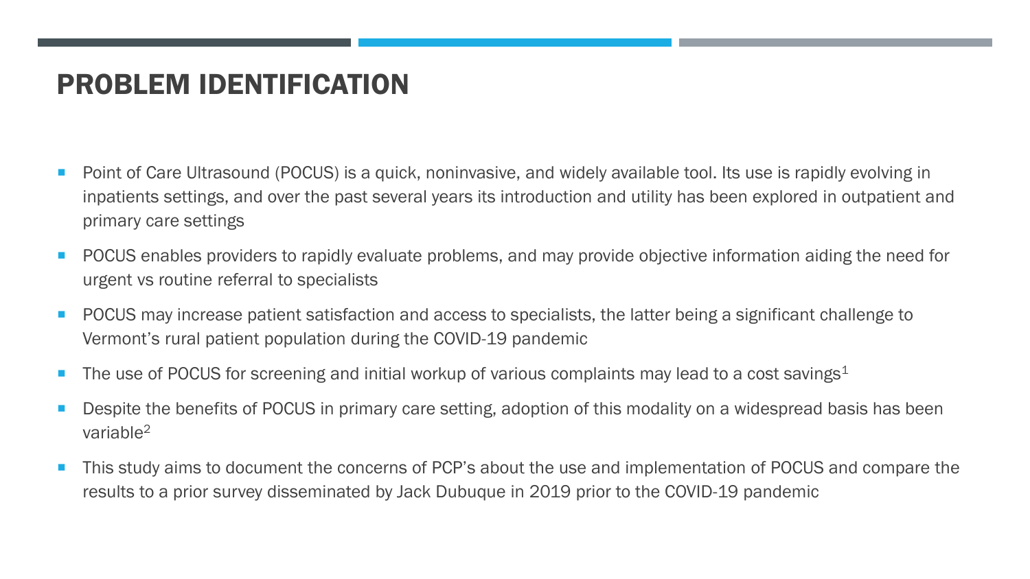# PROBLEM IDENTIFICATION

- Point of Care Ultrasound (POCUS) is a quick, noninvasive, and widely available tool. Its use is rapidly evolving in inpatients settings, and over the past several years its introduction and utility has been explored in outpatient and primary care settings
- POCUS enables providers to rapidly evaluate problems, and may provide objective information aiding the need for urgent vs routine referral to specialists
- POCUS may increase patient satisfaction and access to specialists, the latter being a significant challenge to Vermont's rural patient population during the COVID-19 pandemic
- The use of POCUS for screening and initial workup of various complaints may lead to a cost savings[1]
- Despite the benefits of POCUS in primary care setting, adoption of this modality on a widespread basis has been variable[2]
- This study aims to document the concerns of PCP's about the use and implementation of POCUS and compare the results to a prior survey disseminated by Jack Dubuque in 2019 prior to the COVID-19 pandemic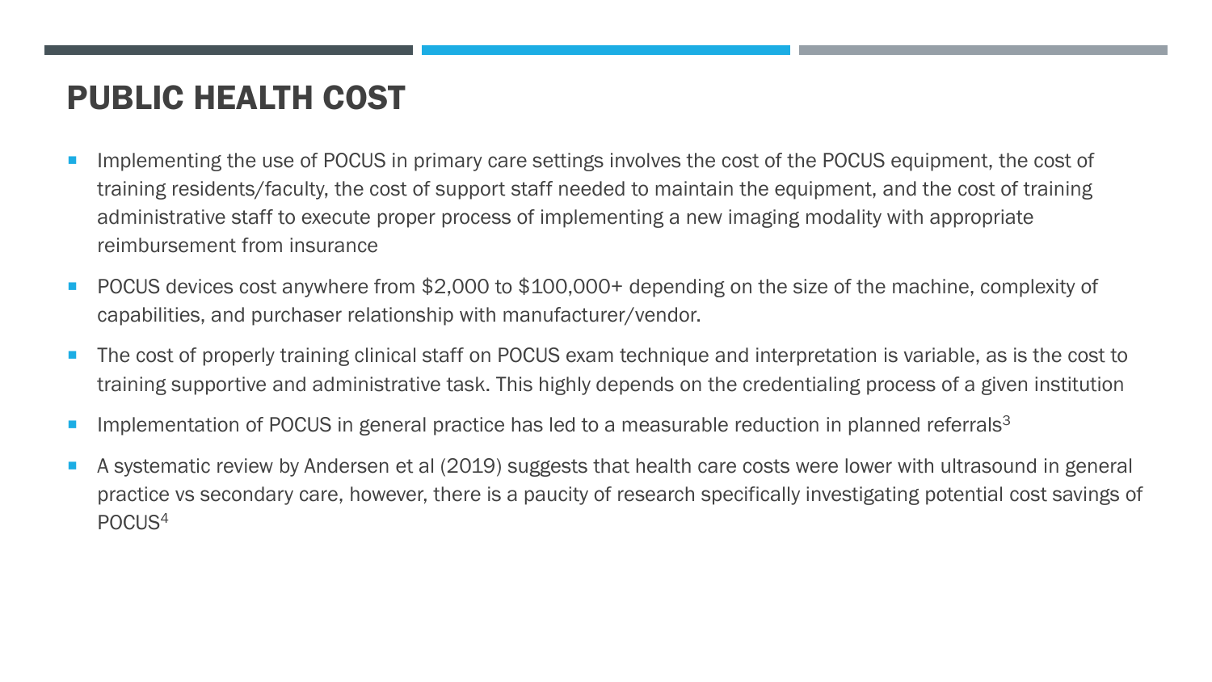# PUBLIC HEALTH COST

- Implementing the use of POCUS in primary care settings involves the cost of the POCUS equipment, the cost of training residents/faculty, the cost of support staff needed to maintain the equipment, and the cost of training administrative staff to execute proper process of implementing a new imaging modality with appropriate reimbursement from insurance
- POCUS devices cost anywhere from $2,000 to $100,000+ depending on the size of the machine, complexity of capabilities, and purchaser relationship with manufacturer/vendor.
- The cost of properly training clinical staff on POCUS exam technique and interpretation is variable, as is the cost to training supportive and administrative task. This highly depends on the credentialing process of a given institution
- Implementation of POCUS in general practice has led to a measurable reduction in planned referrals[3]
- A systematic review by Andersen et al (2019) suggests that health care costs were lower with ultrasound in general practice vs secondary care, however, there is a paucity of research specifically investigating potential cost savings of POCUS[4]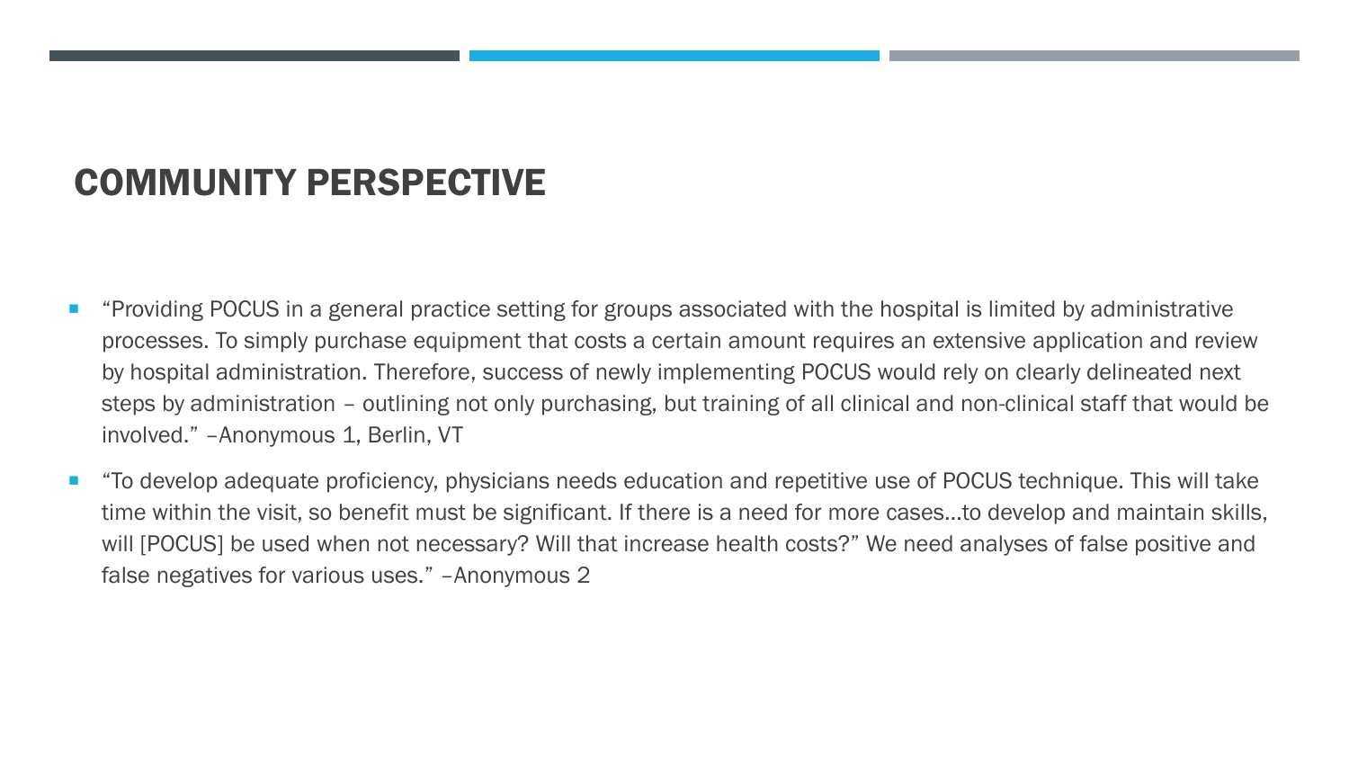# COMMUNITY PERSPECTIVE

- "Providing POCUS in a general practice setting for groups associated with the hospital is limited by administrative processes. To simply purchase equipment that costs a certain amount requires an extensive application and review by hospital administration. Therefore, success of newly implementing POCUS would rely on clearly delineated next steps by administration – outlining not only purchasing, but training of all clinical and non-clinical staff that would be involved." –Anonymous 1, Berlin, VT
- "To develop adequate proficiency, physicians needs education and repetitive use of POCUS technique. This will take time within the visit, so benefit must be significant. If there is a need for more cases…to develop and maintain skills, will [POCUS] be used when not necessary? Will that increase health costs?" We need analyses of false positive and false negatives for various uses." –Anonymous 2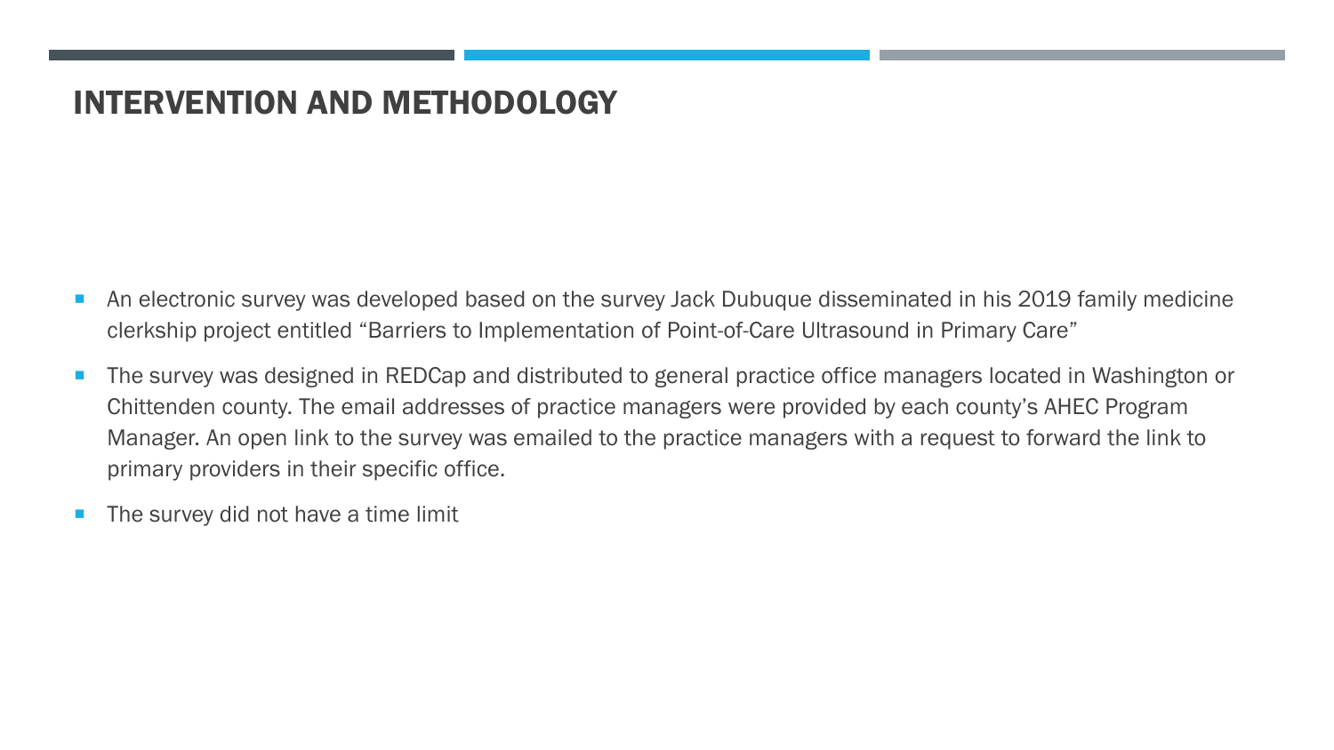# INTERVENTION AND METHODOLOGY

- An electronic survey was developed based on the survey Jack Dubuque disseminated in his 2019 family medicine clerkship project entitled "Barriers to Implementation of Point-of-Care Ultrasound in Primary Care"
- The survey was designed in REDCap and distributed to general practice office managers located in Washington or Chittenden county. The email addresses of practice managers were provided by each county's AHEC Program Manager. An open link to the survey was emailed to the practice managers with a request to forward the link to primary providers in their specific office.
- The survey did not have a time limit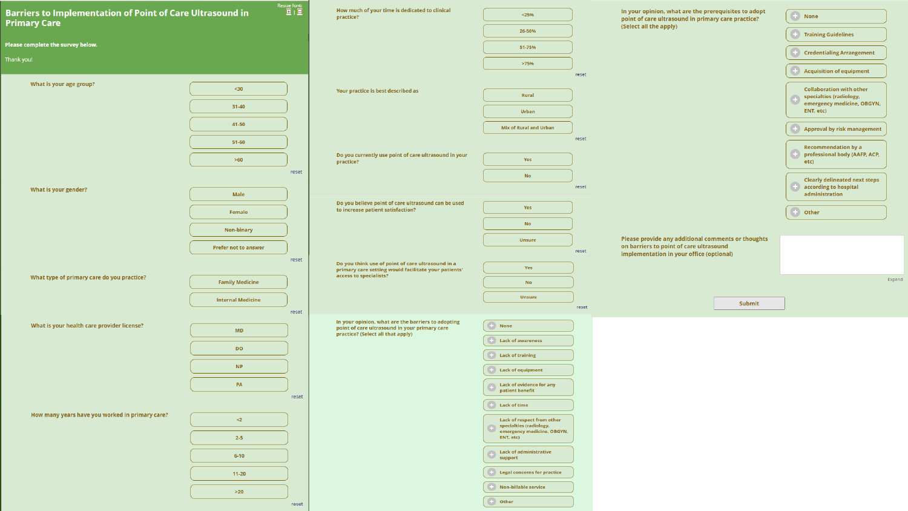# Barriers to Implementation of Point of Care Ultrasound in Primary Care

Resize font:

**Please complete the survey below.**

Thank you!

**What is your age group?**

- <30
- 31-40
- 41-50
- 51-60
- >60

reset

**What is your gender?**

- Male
- Female
- Non-binary
- Prefer not to answer

reset

**What type of primary care do you practice?**

- Family Medicine
- Internal Medicine

reset

**What is your health care provider license?**

- MD
- DO
- NP
- PA

reset

**How many years have you worked in primary care?**

- <2
- 2-5
- 6-10
- 11-20
- >20

reset

**How much of your time is dedicated to clinical practice?**

- <25%
- 26-50%
- 51-75%
- >75%

reset

**Your practice is best described as**

- Rural
- Urban
- Mix of Rural and Urban

reset

**Do you currently use point of care ultrasound in your practice?**

- Yes
- No

reset

**Do you believe point of care ultrasound can be used to increase patient satisfaction?**

- Yes
- No
- Unsure

reset

**Do you think use of point of care ultrasound in a primary care setting would facilitate your patients' access to specialists?**

- Yes
- No
- Unsure

reset

**In your opinion, what are the barriers to adopting point of care ultrasound in your primary care practice? (Select all that apply)**

- None
- Lack of awareness
- Lack of training
- Lack of equipment
- Lack of evidence for any patient benefit
- Lack of time
- Lack of respect from other specialties (radiology, emergency medicine, OBGYN, ENT, etc)
- Lack of administrative support
- Legal concerns for practice
- Non-billable service
- Other

**In your opinion, what are the prerequisites to adopt point of care ultrasound in primary care practice? (Select all the apply)**

- None
- Training Guidelines
- Credentialing Arrangement
- Acquisition of equipment
- Collaboration with other specialties (radiology, emergency medicine, OBGYN, ENT, etc)
- Approval by risk management
- Recommendation by a professional body (AAFP, ACP, etc)
- Clearly delineated next steps according to hospital administration
- Other

**Please provide any additional comments or thoughts on barriers to point of care ultrasound implementation in your office (optional)**

Expand

Submit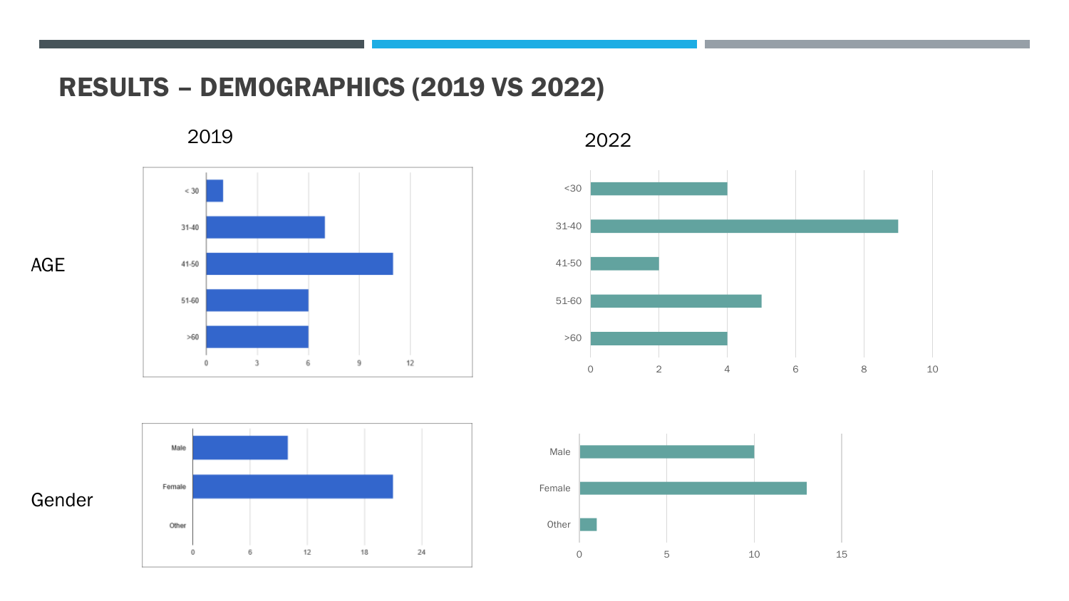# RESULTS – DEMOGRAPHICS (2019 VS 2022)

2019

2022

AGE

| Age | 2019 | 2022 |
|---|---|---|
| <30 | 1 | 4 |
| 31-40 | 7 | 9 |
| 41-50 | 11 | 2 |
| 51-60 | 6 | 5 |
| >60 | 6 | 4 |

Gender

| Gender | 2019 | 2022 |
|---|---|---|
| Male | 10 | 10 |
| Female | 21 | 13 |
| Other | 0 | 1 |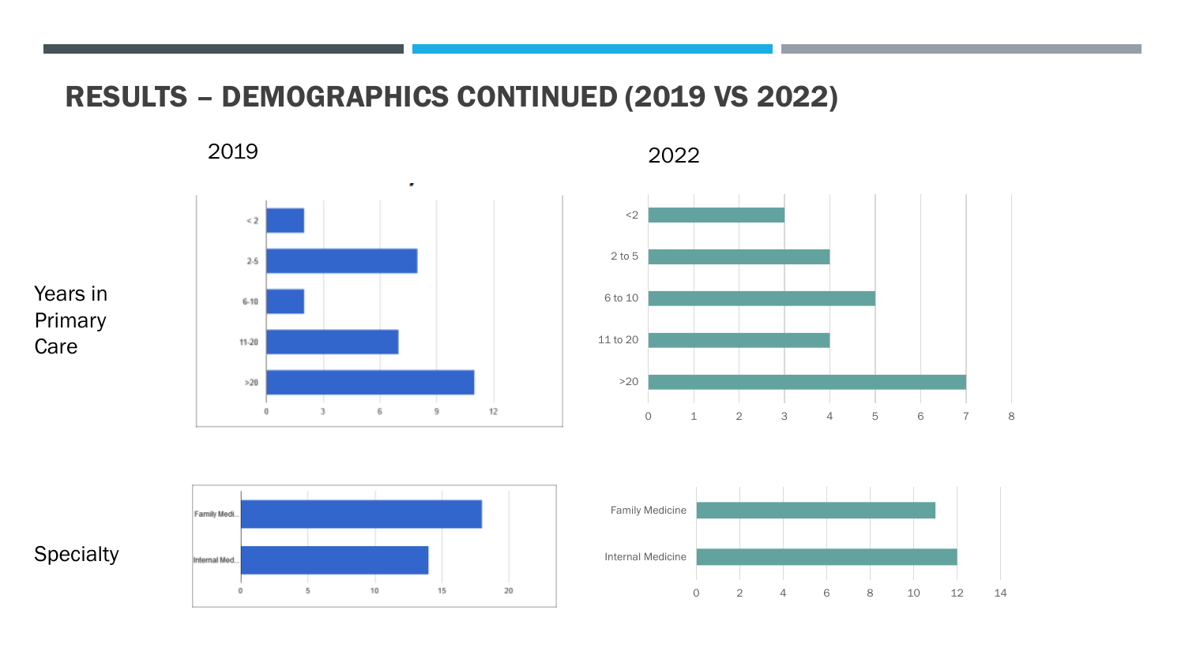# RESULTS – DEMOGRAPHICS CONTINUED (2019 VS 2022)

**Years in Primary Care**

2019

| Years | Count |
|---|---|
| < 2 | 2 |
| 2-5 | 8 |
| 6-10 | 2 |
| 11-20 | 7 |
| >20 | 11 |

2022

| Years | Count |
|---|---|
| <2 | 3 |
| 2 to 5 | 4 |
| 6 to 10 | 5 |
| 11 to 20 | 4 |
| >20 | 7 |

**Specialty**

2019

| Specialty | Count |
|---|---|
| Family Medi... | 18 |
| Internal Med... | 14 |

2022

| Specialty | Count |
|---|---|
| Family Medicine | 11 |
| Internal Medicine | 12 |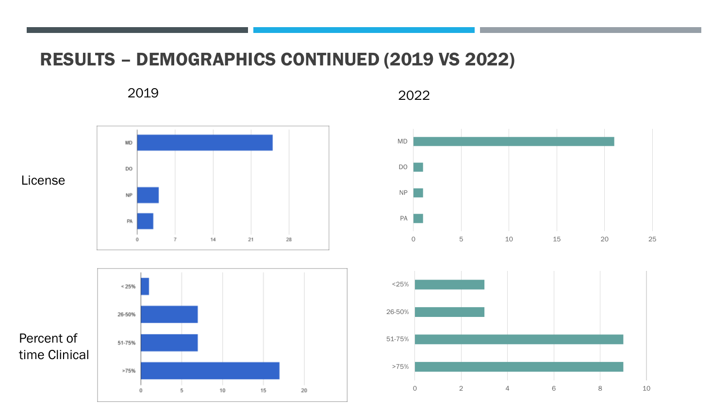# RESULTS – DEMOGRAPHICS CONTINUED (2019 VS 2022)

2019

2022

License

Percent of time Clinical

**2019 – License**

| License | Count |
|---|---|
| MD | 25 |
| DO | 0 |
| NP | 4 |
| PA | 3 |

**2022 – License**

| License | Count |
|---|---|
| MD | 21 |
| DO | 1 |
| NP | 1 |
| PA | 1 |

**2019 – Percent of time Clinical**

| Percent of time Clinical | Count |
|---|---|
| < 25% | 1 |
| 26-50% | 7 |
| 51-75% | 7 |
| >75% | 17 |

**2022 – Percent of time Clinical**

| Percent of time Clinical | Count |
|---|---|
| <25% | 3 |
| 26-50% | 3 |
| 51-75% | 9 |
| >75% | 9 |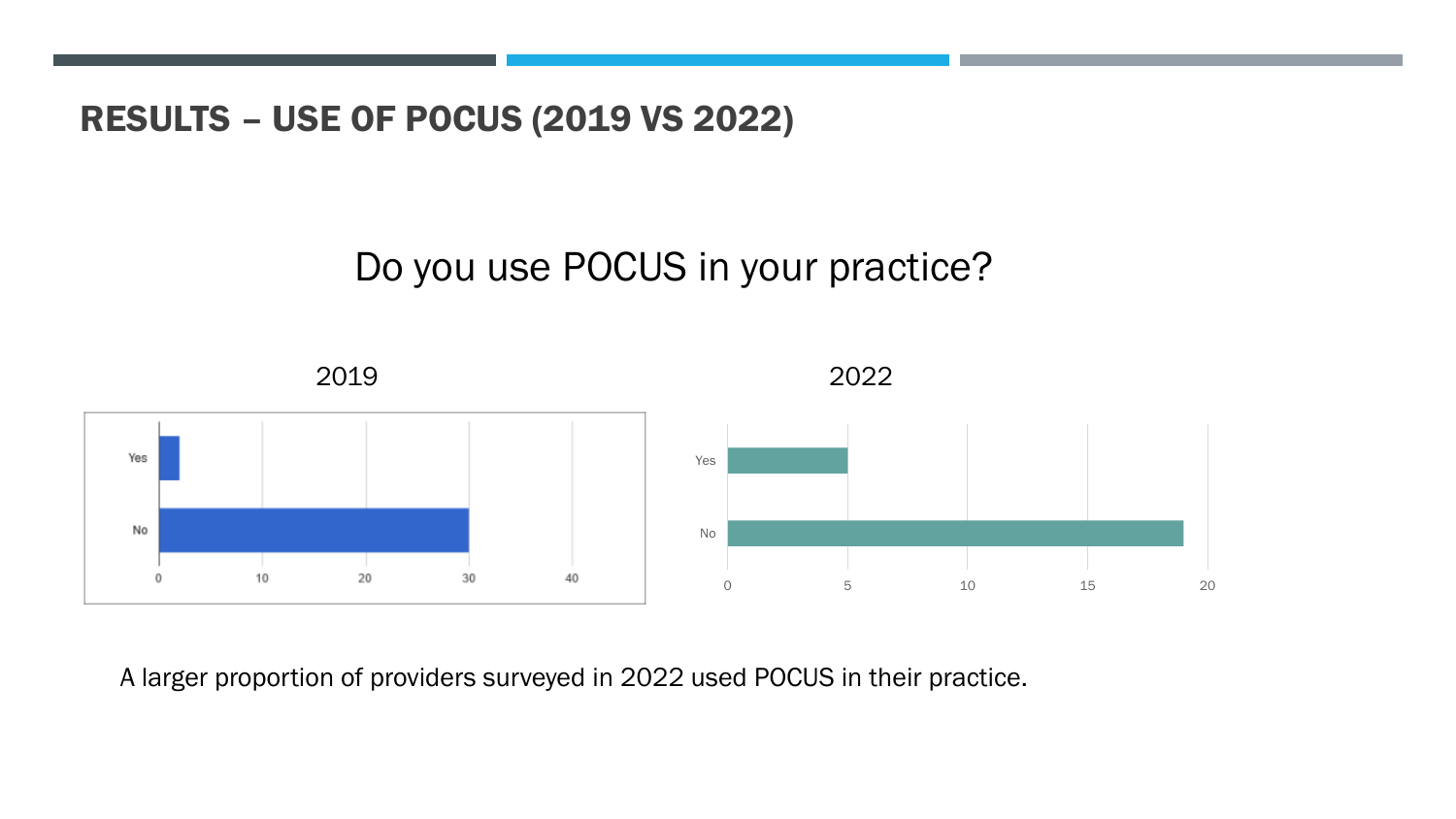## RESULTS – USE OF POCUS (2019 VS 2022)

Do you use POCUS in your practice?

2019

2022

A larger proportion of providers surveyed in 2022 used POCUS in their practice.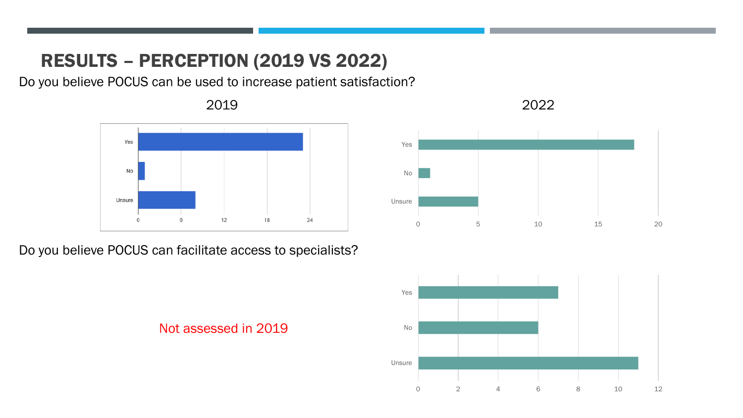# RESULTS – PERCEPTION (2019 VS 2022)

Do you believe POCUS can be used to increase patient satisfaction?

2019

2022

Do you believe POCUS can facilitate access to specialists?

Not assessed in 2019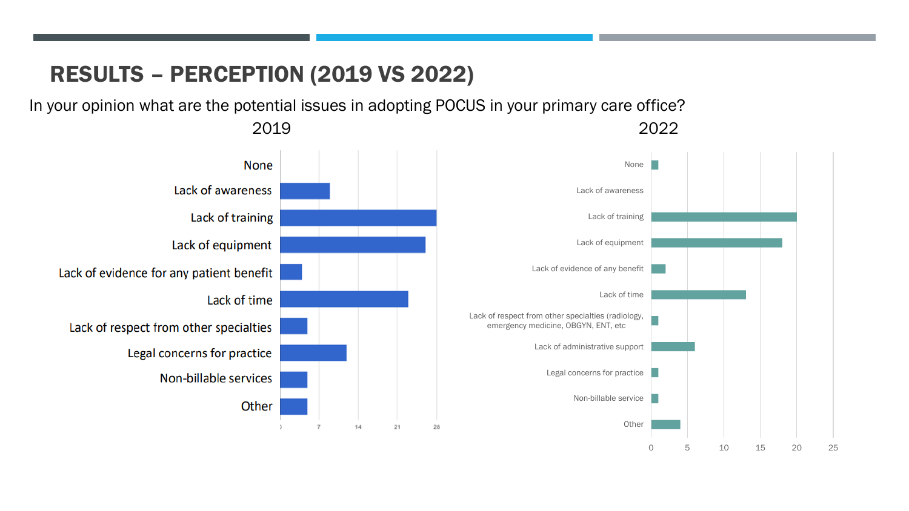# RESULTS – PERCEPTION (2019 VS 2022)

In your opinion what are the potential issues in adopting POCUS in your primary care office?

2019

None

Lack of awareness

Lack of training

Lack of equipment

Lack of evidence for any patient benefit

Lack of time

Lack of respect from other specialties

Legal concerns for practice

Non-billable services

Other

0 7 14 21 28

2022

None

Lack of awareness

Lack of training

Lack of equipment

Lack of evidence of any benefit

Lack of time

Lack of respect from other specialties (radiology, emergency medicine, OBGYN, ENT, etc

Lack of administrative support

Legal concerns for practice

Non-billable service

Other

0 5 10 15 20 25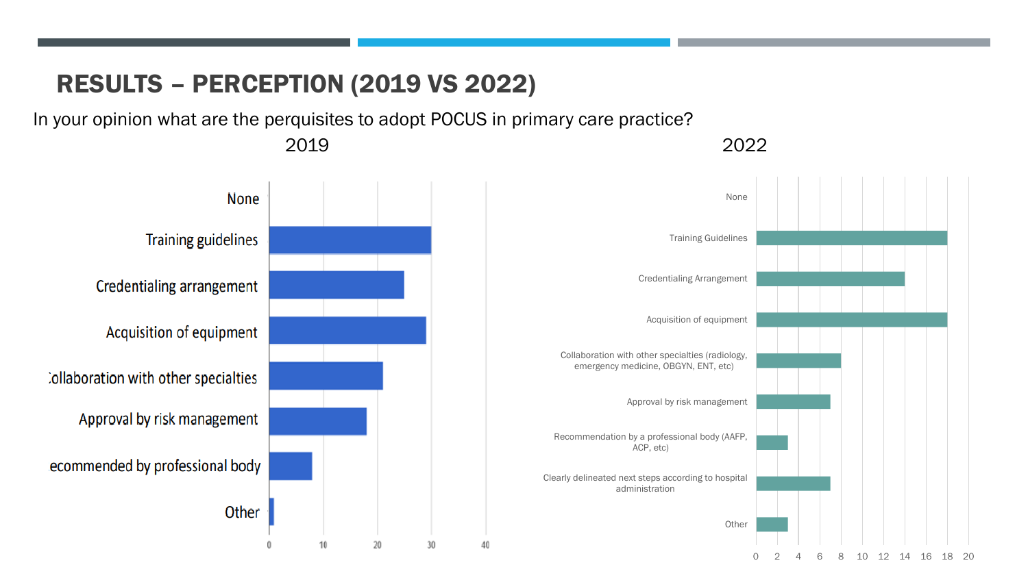## RESULTS – PERCEPTION (2019 VS 2022)

In your opinion what are the perquisites to adopt POCUS in primary care practice?

**2019**

| Response | Count |
|---|---|
| None | 0 |
| Training guidelines | 30 |
| Credentialing arrangement | 25 |
| Acquisition of equipment | 29 |
| Collaboration with other specialties | 21 |
| Approval by risk management | 18 |
| Recommended by professional body | 8 |
| Other | 1 |

**2022**

| Response | Count |
|---|---|
| None | 0 |
| Training Guidelines | 18 |
| Credentialing Arrangement | 14 |
| Acquisition of equipment | 18 |
| Collaboration with other specialties (radiology, emergency medicine, OBGYN, ENT, etc) | 8 |
| Approval by risk management | 7 |
| Recommendation by a professional body (AAFP, ACP, etc) | 3 |
| Clearly delineated next steps according to hospital administration | 7 |
| Other | 3 |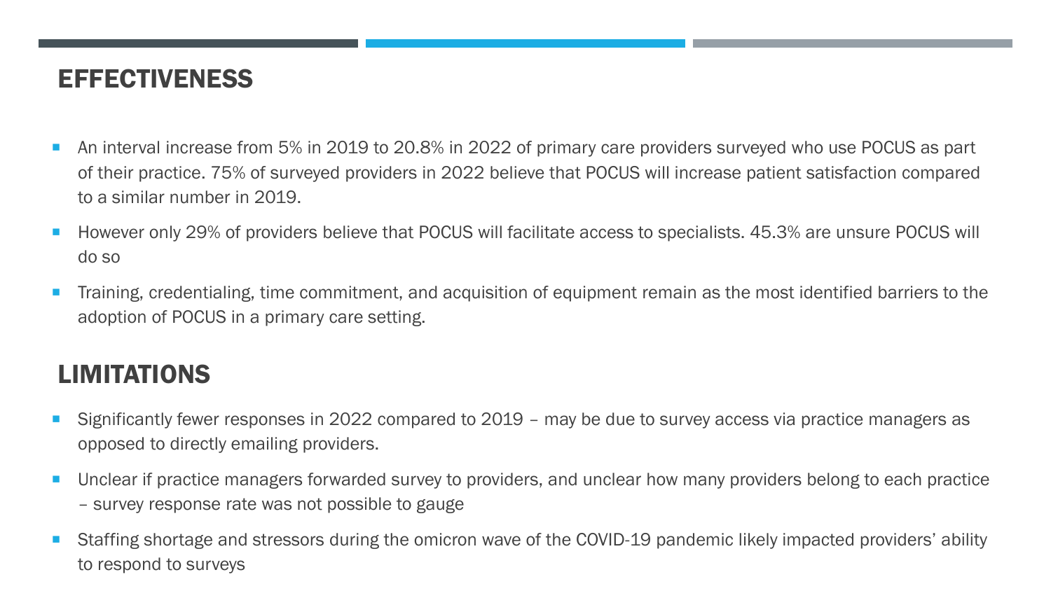## EFFECTIVENESS

- An interval increase from 5% in 2019 to 20.8% in 2022 of primary care providers surveyed who use POCUS as part of their practice. 75% of surveyed providers in 2022 believe that POCUS will increase patient satisfaction compared to a similar number in 2019.
- However only 29% of providers believe that POCUS will facilitate access to specialists. 45.3% are unsure POCUS will do so
- Training, credentialing, time commitment, and acquisition of equipment remain as the most identified barriers to the adoption of POCUS in a primary care setting.

## LIMITATIONS

- Significantly fewer responses in 2022 compared to 2019 – may be due to survey access via practice managers as opposed to directly emailing providers.
- Unclear if practice managers forwarded survey to providers, and unclear how many providers belong to each practice – survey response rate was not possible to gauge
- Staffing shortage and stressors during the omicron wave of the COVID-19 pandemic likely impacted providers' ability to respond to surveys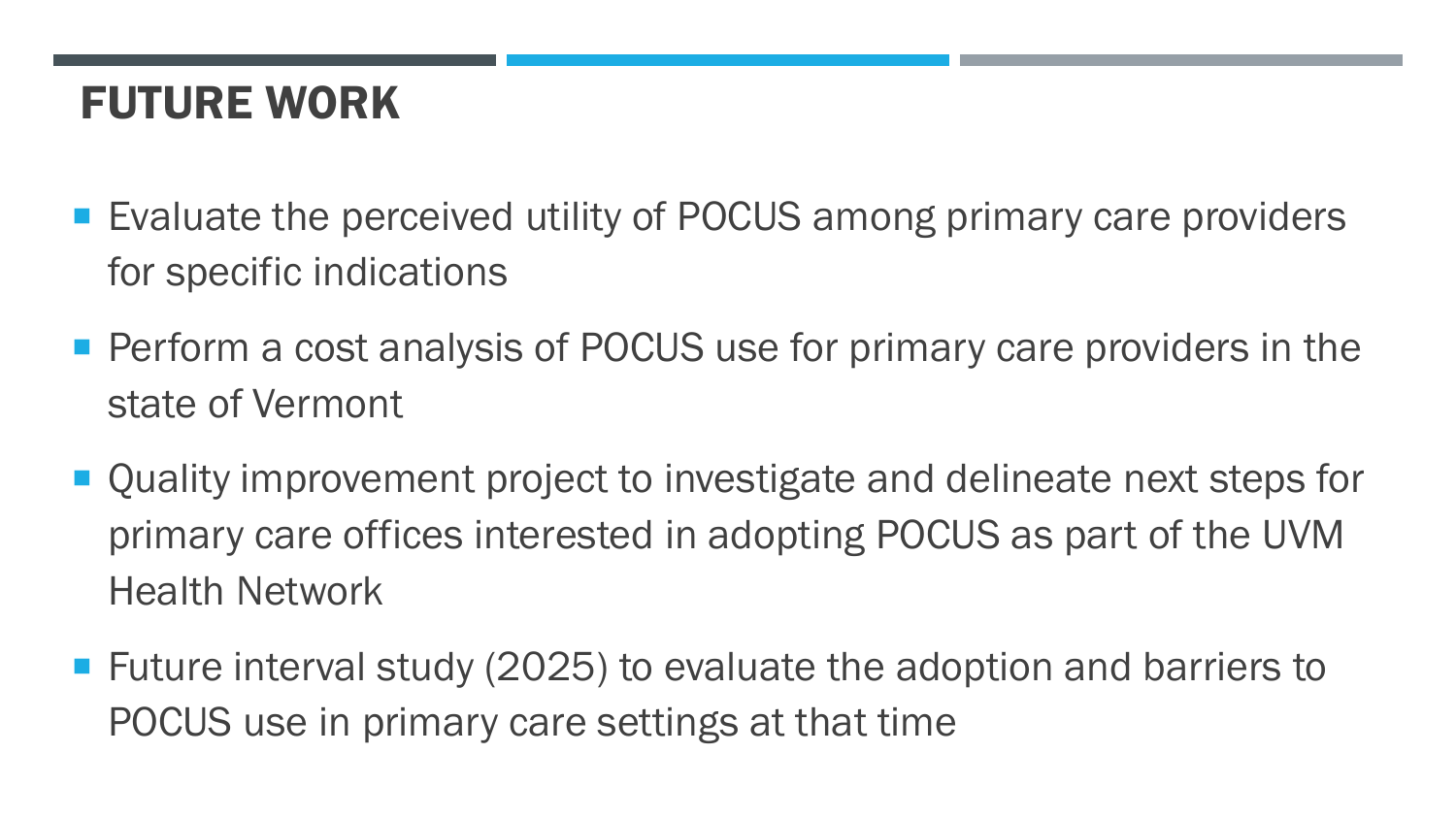# FUTURE WORK

- Evaluate the perceived utility of POCUS among primary care providers for specific indications
- Perform a cost analysis of POCUS use for primary care providers in the state of Vermont
- Quality improvement project to investigate and delineate next steps for primary care offices interested in adopting POCUS as part of the UVM Health Network
- Future interval study (2025) to evaluate the adoption and barriers to POCUS use in primary care settings at that time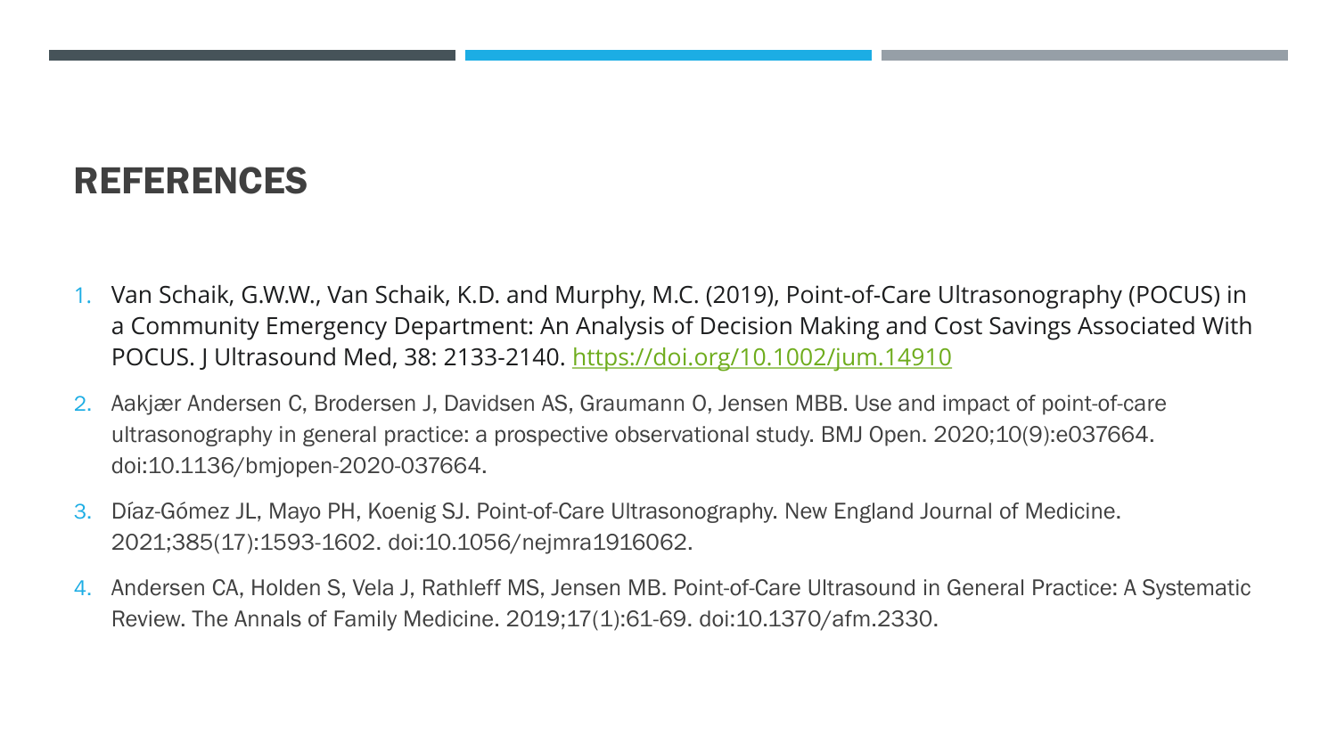# REFERENCES

1. Van Schaik, G.W.W., Van Schaik, K.D. and Murphy, M.C. (2019), Point-of-Care Ultrasonography (POCUS) in a Community Emergency Department: An Analysis of Decision Making and Cost Savings Associated With POCUS. J Ultrasound Med, 38: 2133-2140. [https://doi.org/10.1002/jum.14910](https://doi.org/10.1002/jum.14910)
2. Aakjær Andersen C, Brodersen J, Davidsen AS, Graumann O, Jensen MBB. Use and impact of point-of-care ultrasonography in general practice: a prospective observational study. BMJ Open. 2020;10(9):e037664. doi:10.1136/bmjopen-2020-037664.
3. Díaz-Gómez JL, Mayo PH, Koenig SJ. Point-of-Care Ultrasonography. New England Journal of Medicine. 2021;385(17):1593-1602. doi:10.1056/nejmra1916062.
4. Andersen CA, Holden S, Vela J, Rathleff MS, Jensen MB. Point-of-Care Ultrasound in General Practice: A Systematic Review. The Annals of Family Medicine. 2019;17(1):61-69. doi:10.1370/afm.2330.